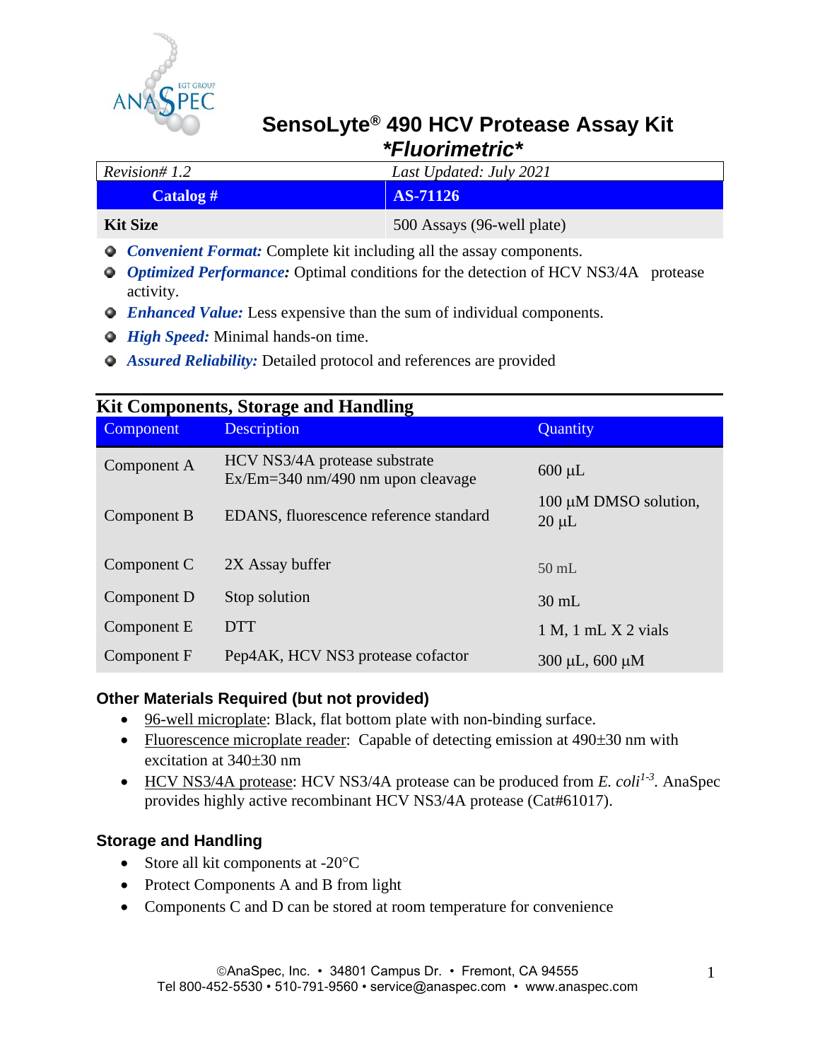# SensoLyte® 490 HCV Protease Assay Kit

## *Fluorimetric*

| *Revision# 1.2* | *Last Updated: July 2021* |
|---|---|
| **Catalog #** | **AS-71126** |
| **Kit Size** | 500 Assays (96-well plate) |

- ***Convenient Format:*** Complete kit including all the assay components.
- ***Optimized Performance:*** Optimal conditions for the detection of HCV NS3/4A protease activity.
- ***Enhanced Value:*** Less expensive than the sum of individual components.
- ***High Speed:*** Minimal hands-on time.
- ***Assured Reliability:*** Detailed protocol and references are provided

## Kit Components, Storage and Handling

| Component | Description | Quantity |
|---|---|---|
| Component A | HCV NS3/4A protease substrate Ex/Em=340 nm/490 nm upon cleavage | 600 µL |
| Component B | EDANS, fluorescence reference standard | 100 µM DMSO solution, 20 µL |
| Component C | 2X Assay buffer | 50 mL |
| Component D | Stop solution | 30 mL |
| Component E | DTT | 1 M, 1 mL X 2 vials |
| Component F | Pep4AK, HCV NS3 protease cofactor | 300 µL, 600 µM |

### Other Materials Required (but not provided)

- 96-well microplate: Black, flat bottom plate with non-binding surface.
- Fluorescence microplate reader: Capable of detecting emission at 490±30 nm with excitation at 340±30 nm
- HCV NS3/4A protease: HCV NS3/4A protease can be produced from *E. coli*[1-3]. AnaSpec provides highly active recombinant HCV NS3/4A protease (Cat#61017).

### Storage and Handling

- Store all kit components at -20°C
- Protect Components A and B from light
- Components C and D can be stored at room temperature for convenience

©AnaSpec, Inc. • 34801 Campus Dr. • Fremont, CA 94555
Tel 800-452-5530 • 510-791-9560 • service@anaspec.com • www.anaspec.com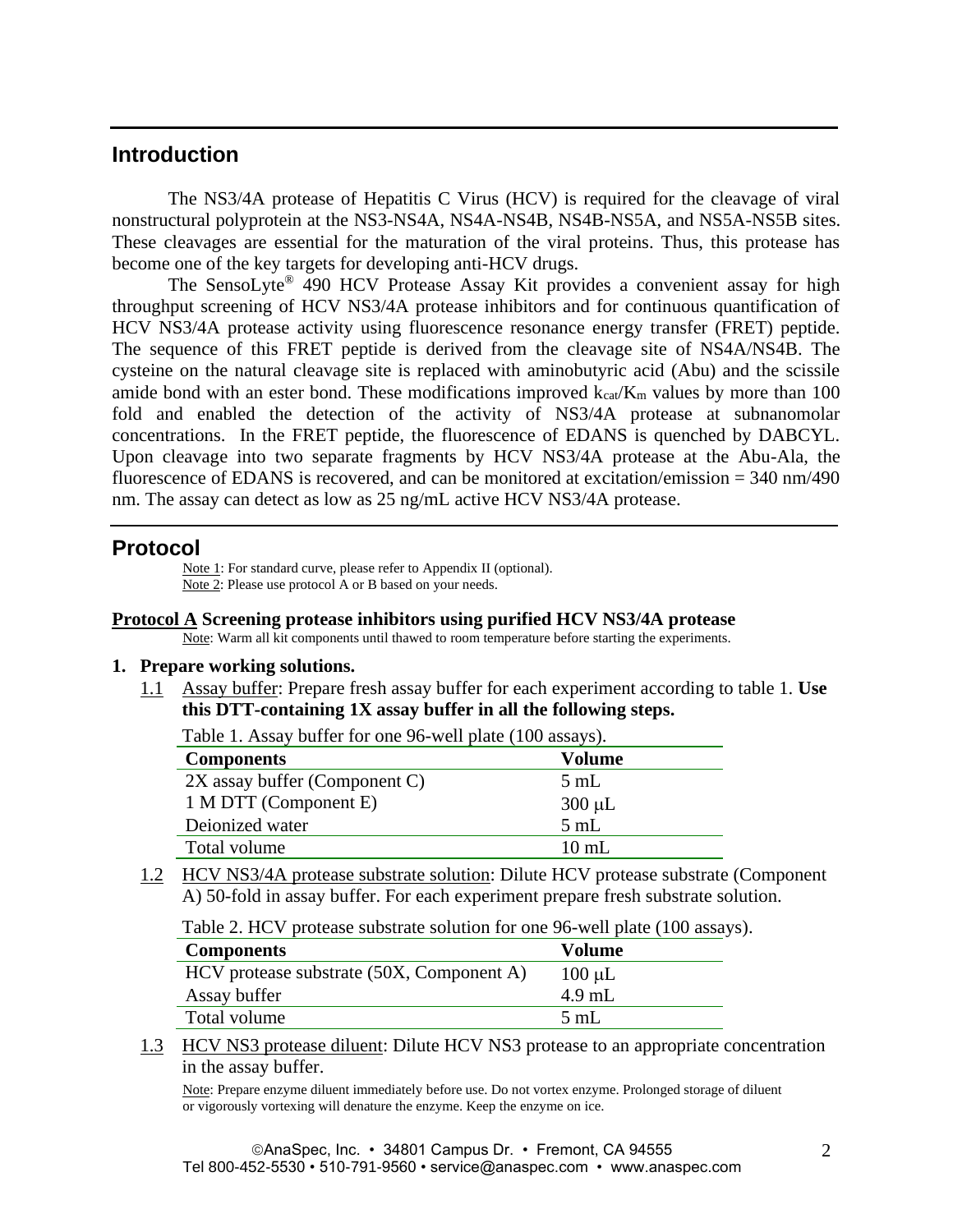## Introduction

The NS3/4A protease of Hepatitis C Virus (HCV) is required for the cleavage of viral nonstructural polyprotein at the NS3-NS4A, NS4A-NS4B, NS4B-NS5A, and NS5A-NS5B sites. These cleavages are essential for the maturation of the viral proteins. Thus, this protease has become one of the key targets for developing anti-HCV drugs.

The SensoLyte® 490 HCV Protease Assay Kit provides a convenient assay for high throughput screening of HCV NS3/4A protease inhibitors and for continuous quantification of HCV NS3/4A protease activity using fluorescence resonance energy transfer (FRET) peptide. The sequence of this FRET peptide is derived from the cleavage site of NS4A/NS4B. The cysteine on the natural cleavage site is replaced with aminobutyric acid (Abu) and the scissile amide bond with an ester bond. These modifications improved $k_{cat}/K_m$ values by more than 100 fold and enabled the detection of the activity of NS3/4A protease at subnanomolar concentrations. In the FRET peptide, the fluorescence of EDANS is quenched by DABCYL. Upon cleavage into two separate fragments by HCV NS3/4A protease at the Abu-Ala, the fluorescence of EDANS is recovered, and can be monitored at excitation/emission = 340 nm/490 nm. The assay can detect as low as 25 ng/mL active HCV NS3/4A protease.

## Protocol

Note 1: For standard curve, please refer to Appendix II (optional).
Note 2: Please use protocol A or B based on your needs.

### Protocol A Screening protease inhibitors using purified HCV NS3/4A protease

Note: Warm all kit components until thawed to room temperature before starting the experiments.

**1. Prepare working solutions.**

1.1 Assay buffer: Prepare fresh assay buffer for each experiment according to table 1. **Use this DTT-containing 1X assay buffer in all the following steps.**

Table 1. Assay buffer for one 96-well plate (100 assays).

| Components | Volume |
|---|---|
| 2X assay buffer (Component C) | 5 mL |
| 1 M DTT (Component E) | 300 μL |
| Deionized water | 5 mL |
| Total volume | 10 mL |

1.2 HCV NS3/4A protease substrate solution: Dilute HCV protease substrate (Component A) 50-fold in assay buffer. For each experiment prepare fresh substrate solution.

Table 2. HCV protease substrate solution for one 96-well plate (100 assays).

| Components | Volume |
|---|---|
| HCV protease substrate (50X, Component A) | 100 μL |
| Assay buffer | 4.9 mL |
| Total volume | 5 mL |

1.3 HCV NS3 protease diluent: Dilute HCV NS3 protease to an appropriate concentration in the assay buffer.

Note: Prepare enzyme diluent immediately before use. Do not vortex enzyme. Prolonged storage of diluent or vigorously vortexing will denature the enzyme. Keep the enzyme on ice.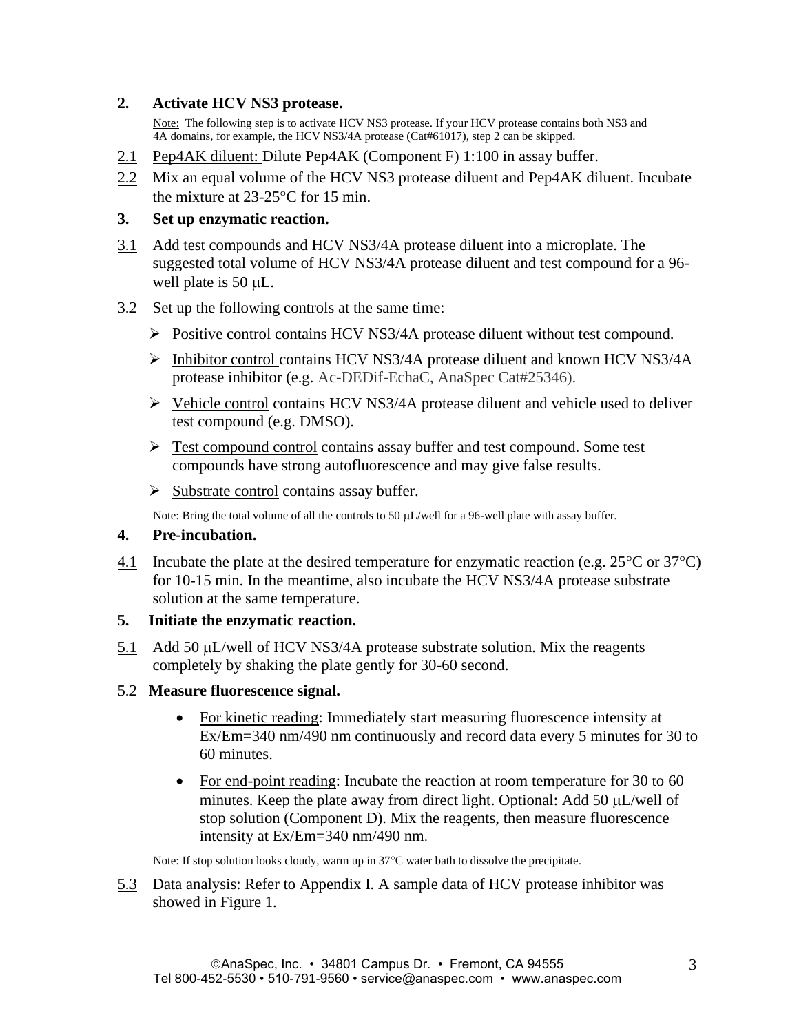## 2. Activate HCV NS3 protease.

Note: The following step is to activate HCV NS3 protease. If your HCV protease contains both NS3 and 4A domains, for example, the HCV NS3/4A protease (Cat#61017), step 2 can be skipped.

2.1 Pep4AK diluent: Dilute Pep4AK (Component F) 1:100 in assay buffer.

2.2 Mix an equal volume of the HCV NS3 protease diluent and Pep4AK diluent. Incubate the mixture at 23-25°C for 15 min.

## 3. Set up enzymatic reaction.

3.1 Add test compounds and HCV NS3/4A protease diluent into a microplate. The suggested total volume of HCV NS3/4A protease diluent and test compound for a 96-well plate is 50 μL.

3.2 Set up the following controls at the same time:

- Positive control contains HCV NS3/4A protease diluent without test compound.
- Inhibitor control contains HCV NS3/4A protease diluent and known HCV NS3/4A protease inhibitor (e.g. Ac-DEDif-EchaC, AnaSpec Cat#25346).
- Vehicle control contains HCV NS3/4A protease diluent and vehicle used to deliver test compound (e.g. DMSO).
- Test compound control contains assay buffer and test compound. Some test compounds have strong autofluorescence and may give false results.
- Substrate control contains assay buffer.

Note: Bring the total volume of all the controls to 50 μL/well for a 96-well plate with assay buffer.

## 4. Pre-incubation.

4.1 Incubate the plate at the desired temperature for enzymatic reaction (e.g. 25°C or 37°C) for 10-15 min. In the meantime, also incubate the HCV NS3/4A protease substrate solution at the same temperature.

## 5. Initiate the enzymatic reaction.

5.1 Add 50 μL/well of HCV NS3/4A protease substrate solution. Mix the reagents completely by shaking the plate gently for 30-60 second.

5.2 **Measure fluorescence signal.**

- For kinetic reading: Immediately start measuring fluorescence intensity at Ex/Em=340 nm/490 nm continuously and record data every 5 minutes for 30 to 60 minutes.
- For end-point reading: Incubate the reaction at room temperature for 30 to 60 minutes. Keep the plate away from direct light. Optional: Add 50 μL/well of stop solution (Component D). Mix the reagents, then measure fluorescence intensity at Ex/Em=340 nm/490 nm.

Note: If stop solution looks cloudy, warm up in 37°C water bath to dissolve the precipitate.

5.3 Data analysis: Refer to Appendix I. A sample data of HCV protease inhibitor was showed in Figure 1.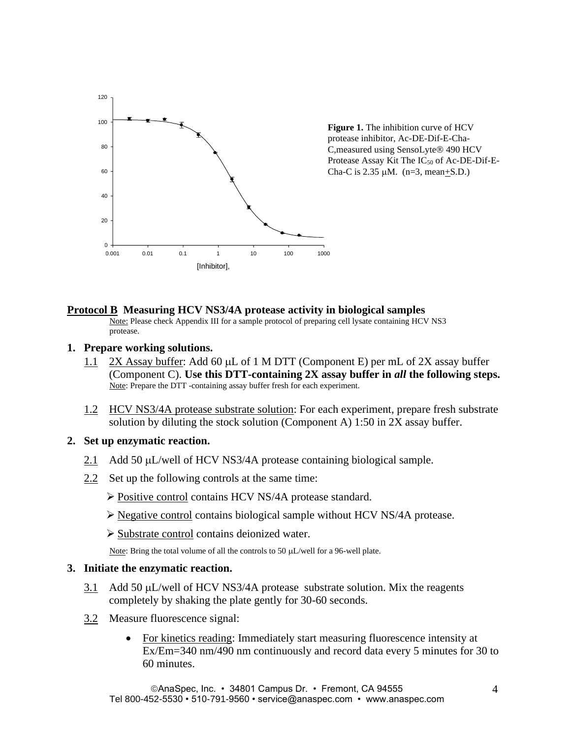**Figure 1.** The inhibition curve of HCV protease inhibitor, Ac-DE-Dif-E-Cha-C,measured using SensoLyte® 490 HCV Protease Assay Kit The $IC_{50}$ of Ac-DE-Dif-E-Cha-C is 2.35 μM. (n=3, mean±S.D.)

## Protocol B Measuring HCV NS3/4A protease activity in biological samples

Note: Please check Appendix III for a sample protocol of preparing cell lysate containing HCV NS3 protease.

**1. Prepare working solutions.**

1.1 2X Assay buffer: Add 60 μL of 1 M DTT (Component E) per mL of 2X assay buffer (Component C). **Use this DTT-containing 2X assay buffer in *all* the following steps.**
Note: Prepare the DTT -containing assay buffer fresh for each experiment.

1.2 HCV NS3/4A protease substrate solution: For each experiment, prepare fresh substrate solution by diluting the stock solution (Component A) 1:50 in 2X assay buffer.

**2. Set up enzymatic reaction.**

2.1 Add 50 μL/well of HCV NS3/4A protease containing biological sample.

2.2 Set up the following controls at the same time:

- Positive control contains HCV NS/4A protease standard.
- Negative control contains biological sample without HCV NS/4A protease.
- Substrate control contains deionized water.

Note: Bring the total volume of all the controls to 50 μL/well for a 96-well plate.

**3. Initiate the enzymatic reaction.**

3.1 Add 50 μL/well of HCV NS3/4A protease substrate solution. Mix the reagents completely by shaking the plate gently for 30-60 seconds.

3.2 Measure fluorescence signal:

- For kinetics reading: Immediately start measuring fluorescence intensity at Ex/Em=340 nm/490 nm continuously and record data every 5 minutes for 30 to 60 minutes.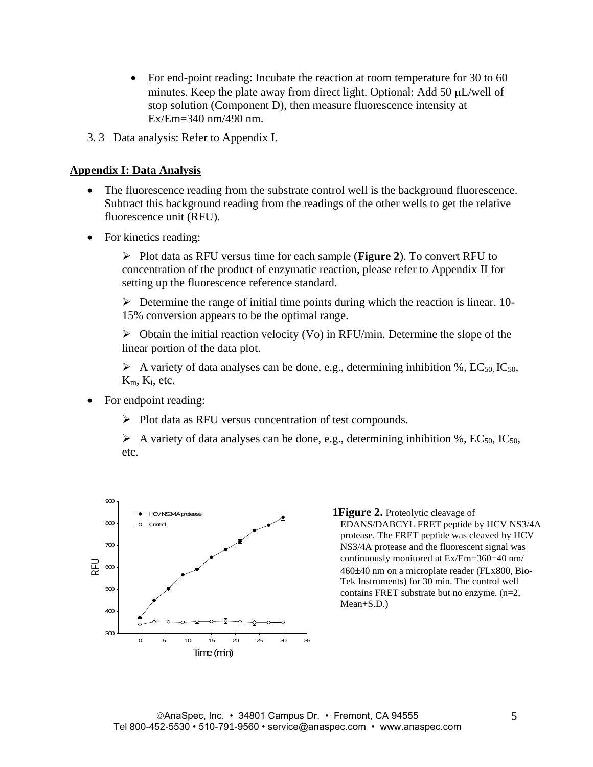- For end-point reading: Incubate the reaction at room temperature for 30 to 60 minutes. Keep the plate away from direct light. Optional: Add 50 μL/well of stop solution (Component D), then measure fluorescence intensity at Ex/Em=340 nm/490 nm.

3.3 Data analysis: Refer to Appendix I.

## Appendix I: Data Analysis

- The fluorescence reading from the substrate control well is the background fluorescence. Subtract this background reading from the readings of the other wells to get the relative fluorescence unit (RFU).
- For kinetics reading:
  - Plot data as RFU versus time for each sample (**Figure 2**). To convert RFU to concentration of the product of enzymatic reaction, please refer to Appendix II for setting up the fluorescence reference standard.
  - Determine the range of initial time points during which the reaction is linear. 10-15% conversion appears to be the optimal range.
  - Obtain the initial reaction velocity (Vo) in RFU/min. Determine the slope of the linear portion of the data plot.
  - A variety of data analyses can be done, e.g., determining inhibition %, $EC_{50}$, $IC_{50}$, $K_m$, $K_i$, etc.
- For endpoint reading:
  - Plot data as RFU versus concentration of test compounds.
  - A variety of data analyses can be done, e.g., determining inhibition %, $EC_{50}$, $IC_{50}$, etc.

**Figure 2.** Proteolytic cleavage of EDANS/DABCYL FRET peptide by HCV NS3/4A protease. The FRET peptide was cleaved by HCV NS3/4A protease and the fluorescent signal was continuously monitored at Ex/Em=360±40 nm/ 460±40 nm on a microplate reader (FLx800, Bio-Tek Instruments) for 30 min. The control well contains FRET substrate but no enzyme. (n=2, Mean±S.D.)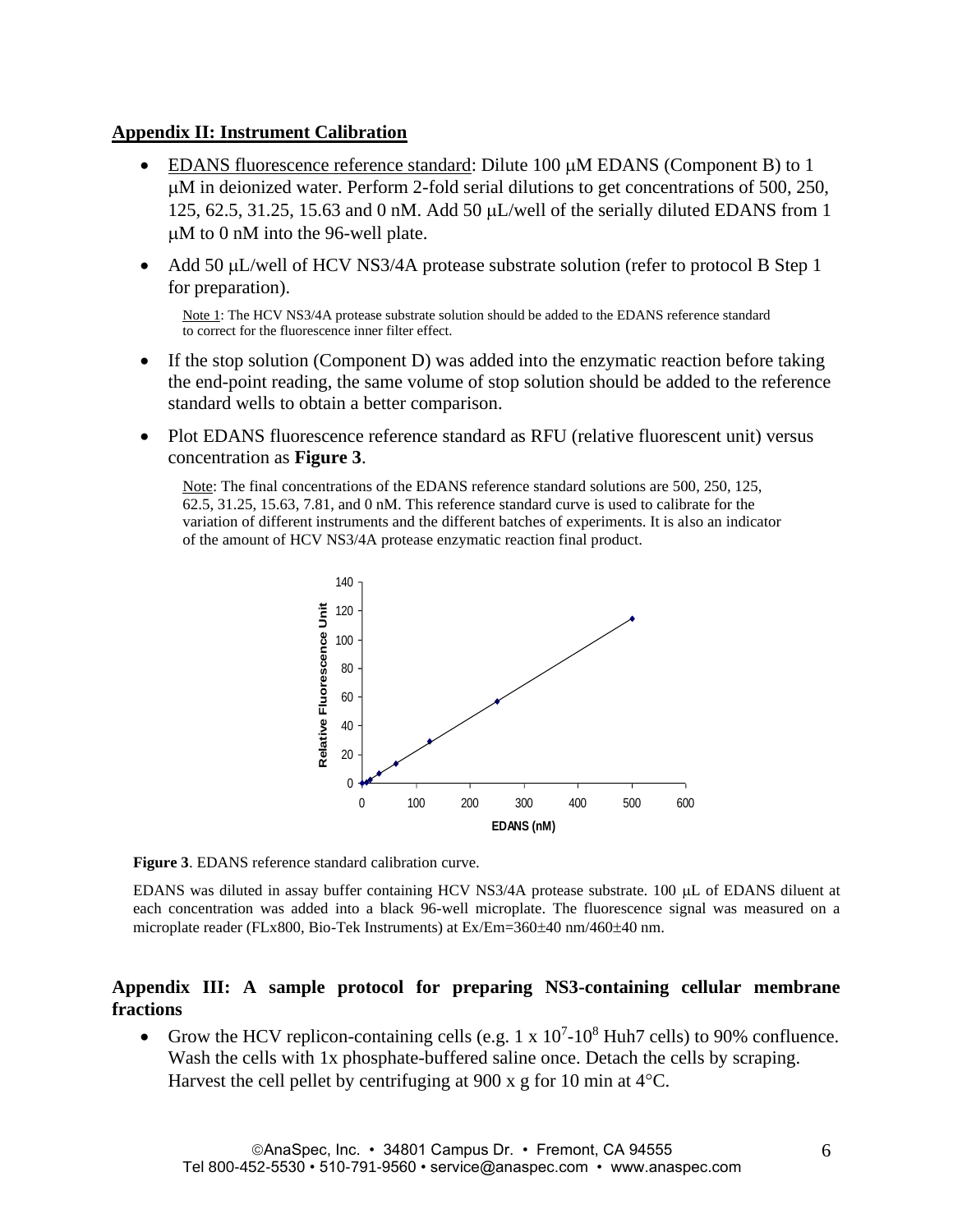## Appendix II: Instrument Calibration

- EDANS fluorescence reference standard: Dilute 100 μM EDANS (Component B) to 1 μM in deionized water. Perform 2-fold serial dilutions to get concentrations of 500, 250, 125, 62.5, 31.25, 15.63 and 0 nM. Add 50 μL/well of the serially diluted EDANS from 1 μM to 0 nM into the 96-well plate.
- Add 50 μL/well of HCV NS3/4A protease substrate solution (refer to protocol B Step 1 for preparation).

  Note 1: The HCV NS3/4A protease substrate solution should be added to the EDANS reference standard to correct for the fluorescence inner filter effect.

- If the stop solution (Component D) was added into the enzymatic reaction before taking the end-point reading, the same volume of stop solution should be added to the reference standard wells to obtain a better comparison.
- Plot EDANS fluorescence reference standard as RFU (relative fluorescent unit) versus concentration as **Figure 3**.

  Note: The final concentrations of the EDANS reference standard solutions are 500, 250, 125, 62.5, 31.25, 15.63, 7.81, and 0 nM. This reference standard curve is used to calibrate for the variation of different instruments and the different batches of experiments. It is also an indicator of the amount of HCV NS3/4A protease enzymatic reaction final product.

**Figure 3**. EDANS reference standard calibration curve.

EDANS was diluted in assay buffer containing HCV NS3/4A protease substrate. 100 μL of EDANS diluent at each concentration was added into a black 96-well microplate. The fluorescence signal was measured on a microplate reader (FLx800, Bio-Tek Instruments) at Ex/Em=360±40 nm/460±40 nm.

## Appendix III: A sample protocol for preparing NS3-containing cellular membrane fractions

- Grow the HCV replicon-containing cells (e.g. 1 x $10^7$-$10^8$ Huh7 cells) to 90% confluence. Wash the cells with 1x phosphate-buffered saline once. Detach the cells by scraping. Harvest the cell pellet by centrifuging at 900 x g for 10 min at 4°C.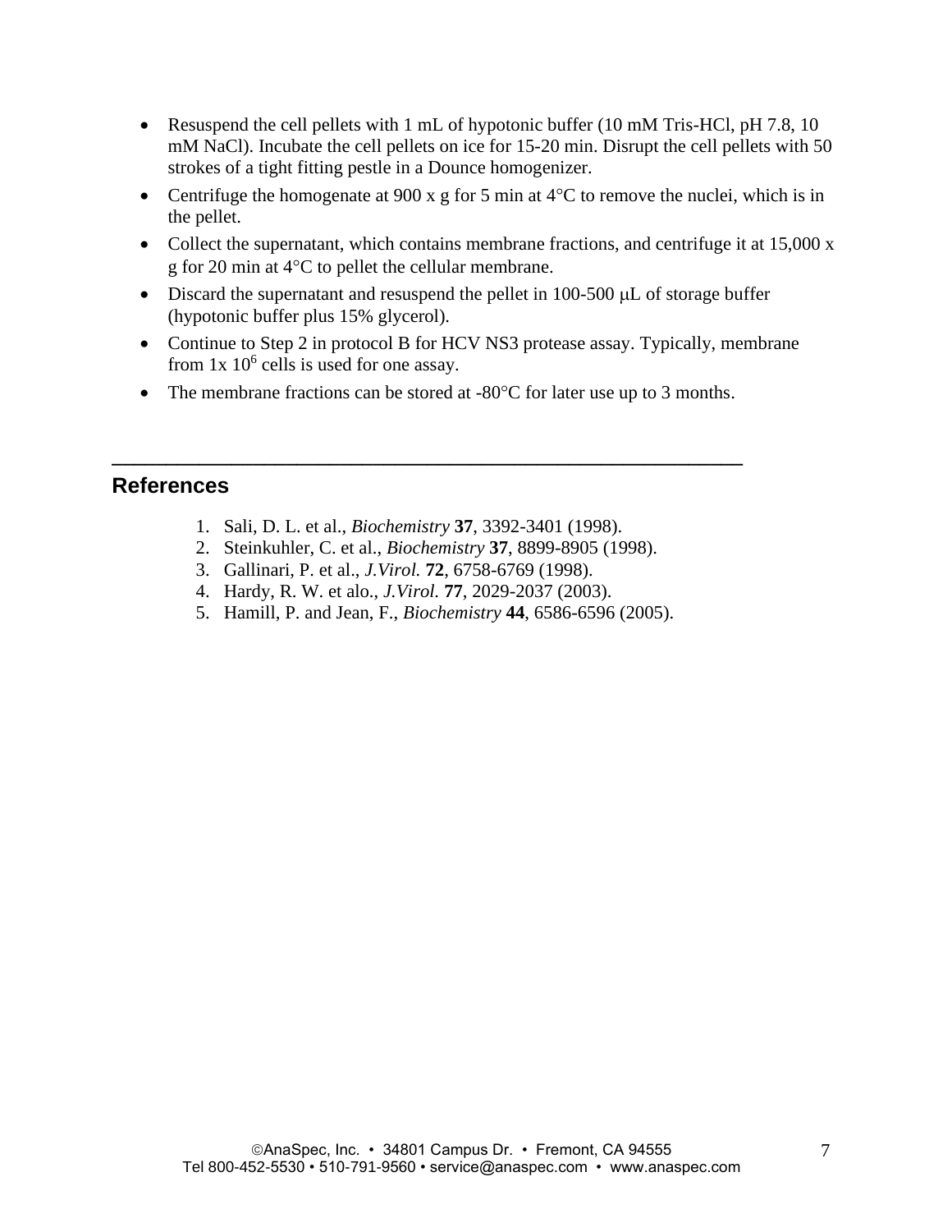- Resuspend the cell pellets with 1 mL of hypotonic buffer (10 mM Tris-HCl, pH 7.8, 10 mM NaCl). Incubate the cell pellets on ice for 15-20 min. Disrupt the cell pellets with 50 strokes of a tight fitting pestle in a Dounce homogenizer.
- Centrifuge the homogenate at 900 x g for 5 min at 4°C to remove the nuclei, which is in the pellet.
- Collect the supernatant, which contains membrane fractions, and centrifuge it at 15,000 x g for 20 min at 4°C to pellet the cellular membrane.
- Discard the supernatant and resuspend the pellet in 100-500 μL of storage buffer (hypotonic buffer plus 15% glycerol).
- Continue to Step 2 in protocol B for HCV NS3 protease assay. Typically, membrane from 1x $10^6$ cells is used for one assay.
- The membrane fractions can be stored at -80°C for later use up to 3 months.

## References

1. Sali, D. L. et al., *Biochemistry* **37**, 3392-3401 (1998).
2. Steinkuhler, C. et al., *Biochemistry* **37**, 8899-8905 (1998).
3. Gallinari, P. et al., *J.Virol.* **72**, 6758-6769 (1998).
4. Hardy, R. W. et alo., *J.Virol.* **77**, 2029-2037 (2003).
5. Hamill, P. and Jean, F., *Biochemistry* **44**, 6586-6596 (2005).